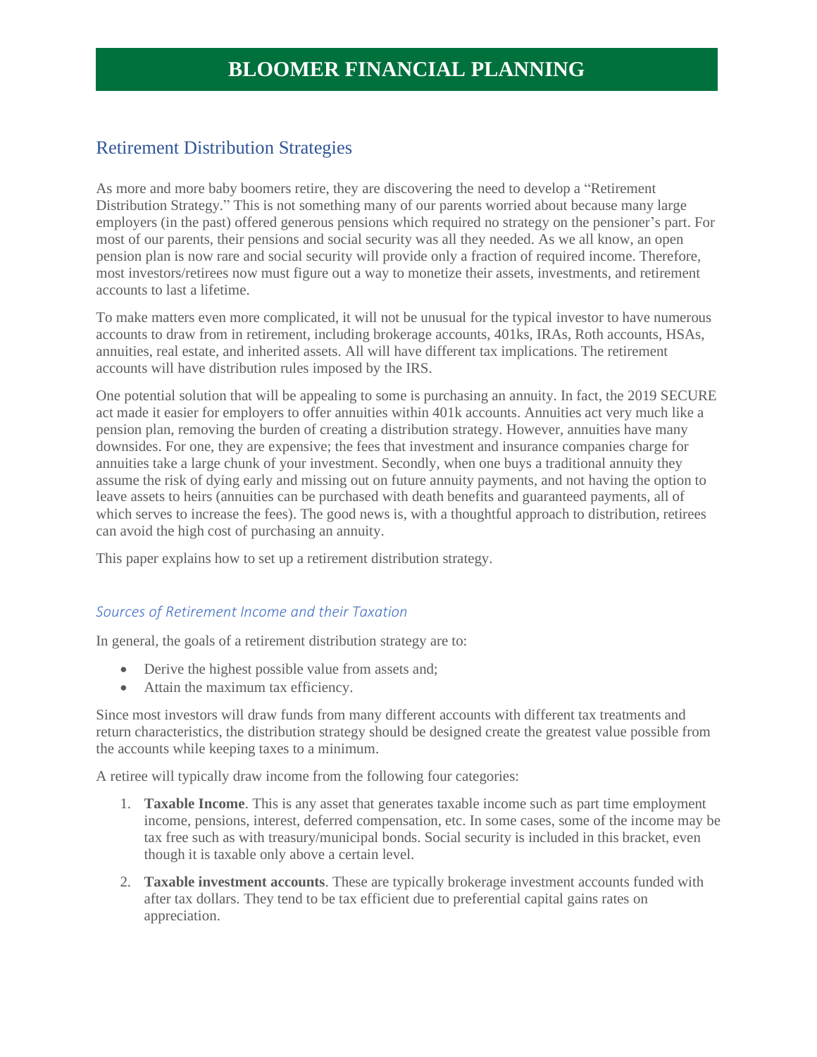# BLOOMER FINANCIAL PLANNING

## Retirement Distribution Strategies

As more and more baby boomers retire, they are discovering the need to develop a "Retirement Distribution Strategy." This is not something many of our parents worried about because many large employers (in the past) offered generous pensions which required no strategy on the pensioner's part. For most of our parents, their pensions and social security was all they needed. As we all know, an open pension plan is now rare and social security will provide only a fraction of required income. Therefore, most investors/retirees now must figure out a way to monetize their assets, investments, and retirement accounts to last a lifetime.

To make matters even more complicated, it will not be unusual for the typical investor to have numerous accounts to draw from in retirement, including brokerage accounts, 401ks, IRAs, Roth accounts, HSAs, annuities, real estate, and inherited assets. All will have different tax implications. The retirement accounts will have distribution rules imposed by the IRS.

One potential solution that will be appealing to some is purchasing an annuity. In fact, the 2019 SECURE act made it easier for employers to offer annuities within 401k accounts. Annuities act very much like a pension plan, removing the burden of creating a distribution strategy. However, annuities have many downsides. For one, they are expensive; the fees that investment and insurance companies charge for annuities take a large chunk of your investment. Secondly, when one buys a traditional annuity they assume the risk of dying early and missing out on future annuity payments, and not having the option to leave assets to heirs (annuities can be purchased with death benefits and guaranteed payments, all of which serves to increase the fees). The good news is, with a thoughtful approach to distribution, retirees can avoid the high cost of purchasing an annuity.

This paper explains how to set up a retirement distribution strategy.

### *Sources of Retirement Income and their Taxation*

In general, the goals of a retirement distribution strategy are to:

- Derive the highest possible value from assets and;
- Attain the maximum tax efficiency.

Since most investors will draw funds from many different accounts with different tax treatments and return characteristics, the distribution strategy should be designed create the greatest value possible from the accounts while keeping taxes to a minimum.

A retiree will typically draw income from the following four categories:

1. **Taxable Income**. This is any asset that generates taxable income such as part time employment income, pensions, interest, deferred compensation, etc. In some cases, some of the income may be tax free such as with treasury/municipal bonds. Social security is included in this bracket, even though it is taxable only above a certain level.
2. **Taxable investment accounts**. These are typically brokerage investment accounts funded with after tax dollars. They tend to be tax efficient due to preferential capital gains rates on appreciation.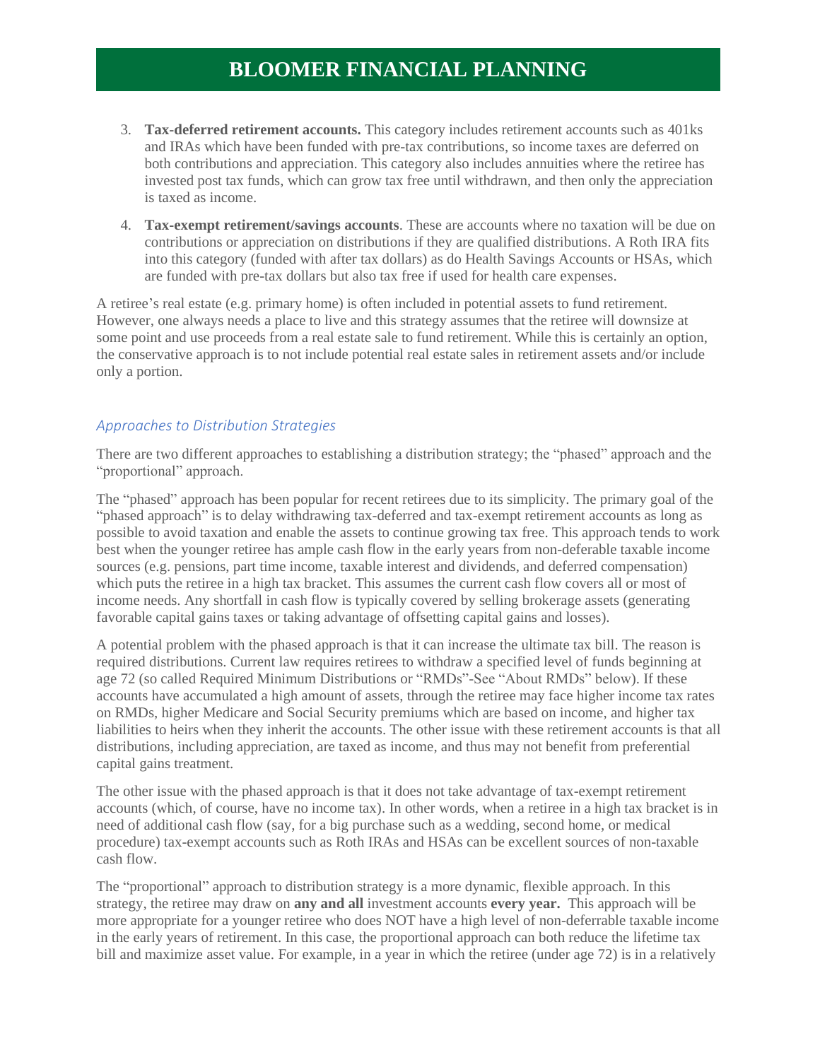3. **Tax-deferred retirement accounts.** This category includes retirement accounts such as 401ks and IRAs which have been funded with pre-tax contributions, so income taxes are deferred on both contributions and appreciation. This category also includes annuities where the retiree has invested post tax funds, which can grow tax free until withdrawn, and then only the appreciation is taxed as income.

4. **Tax-exempt retirement/savings accounts**. These are accounts where no taxation will be due on contributions or appreciation on distributions if they are qualified distributions. A Roth IRA fits into this category (funded with after tax dollars) as do Health Savings Accounts or HSAs, which are funded with pre-tax dollars but also tax free if used for health care expenses.

A retiree's real estate (e.g. primary home) is often included in potential assets to fund retirement. However, one always needs a place to live and this strategy assumes that the retiree will downsize at some point and use proceeds from a real estate sale to fund retirement. While this is certainly an option, the conservative approach is to not include potential real estate sales in retirement assets and/or include only a portion.

### *Approaches to Distribution Strategies*

There are two different approaches to establishing a distribution strategy; the "phased" approach and the "proportional" approach.

The "phased" approach has been popular for recent retirees due to its simplicity. The primary goal of the "phased approach" is to delay withdrawing tax-deferred and tax-exempt retirement accounts as long as possible to avoid taxation and enable the assets to continue growing tax free. This approach tends to work best when the younger retiree has ample cash flow in the early years from non-deferable taxable income sources (e.g. pensions, part time income, taxable interest and dividends, and deferred compensation) which puts the retiree in a high tax bracket. This assumes the current cash flow covers all or most of income needs. Any shortfall in cash flow is typically covered by selling brokerage assets (generating favorable capital gains taxes or taking advantage of offsetting capital gains and losses).

A potential problem with the phased approach is that it can increase the ultimate tax bill. The reason is required distributions. Current law requires retirees to withdraw a specified level of funds beginning at age 72 (so called Required Minimum Distributions or "RMDs"-See "About RMDs" below). If these accounts have accumulated a high amount of assets, through the retiree may face higher income tax rates on RMDs, higher Medicare and Social Security premiums which are based on income, and higher tax liabilities to heirs when they inherit the accounts. The other issue with these retirement accounts is that all distributions, including appreciation, are taxed as income, and thus may not benefit from preferential capital gains treatment.

The other issue with the phased approach is that it does not take advantage of tax-exempt retirement accounts (which, of course, have no income tax). In other words, when a retiree in a high tax bracket is in need of additional cash flow (say, for a big purchase such as a wedding, second home, or medical procedure) tax-exempt accounts such as Roth IRAs and HSAs can be excellent sources of non-taxable cash flow.

The "proportional" approach to distribution strategy is a more dynamic, flexible approach. In this strategy, the retiree may draw on **any and all** investment accounts **every year.** This approach will be more appropriate for a younger retiree who does NOT have a high level of non-deferrable taxable income in the early years of retirement. In this case, the proportional approach can both reduce the lifetime tax bill and maximize asset value. For example, in a year in which the retiree (under age 72) is in a relatively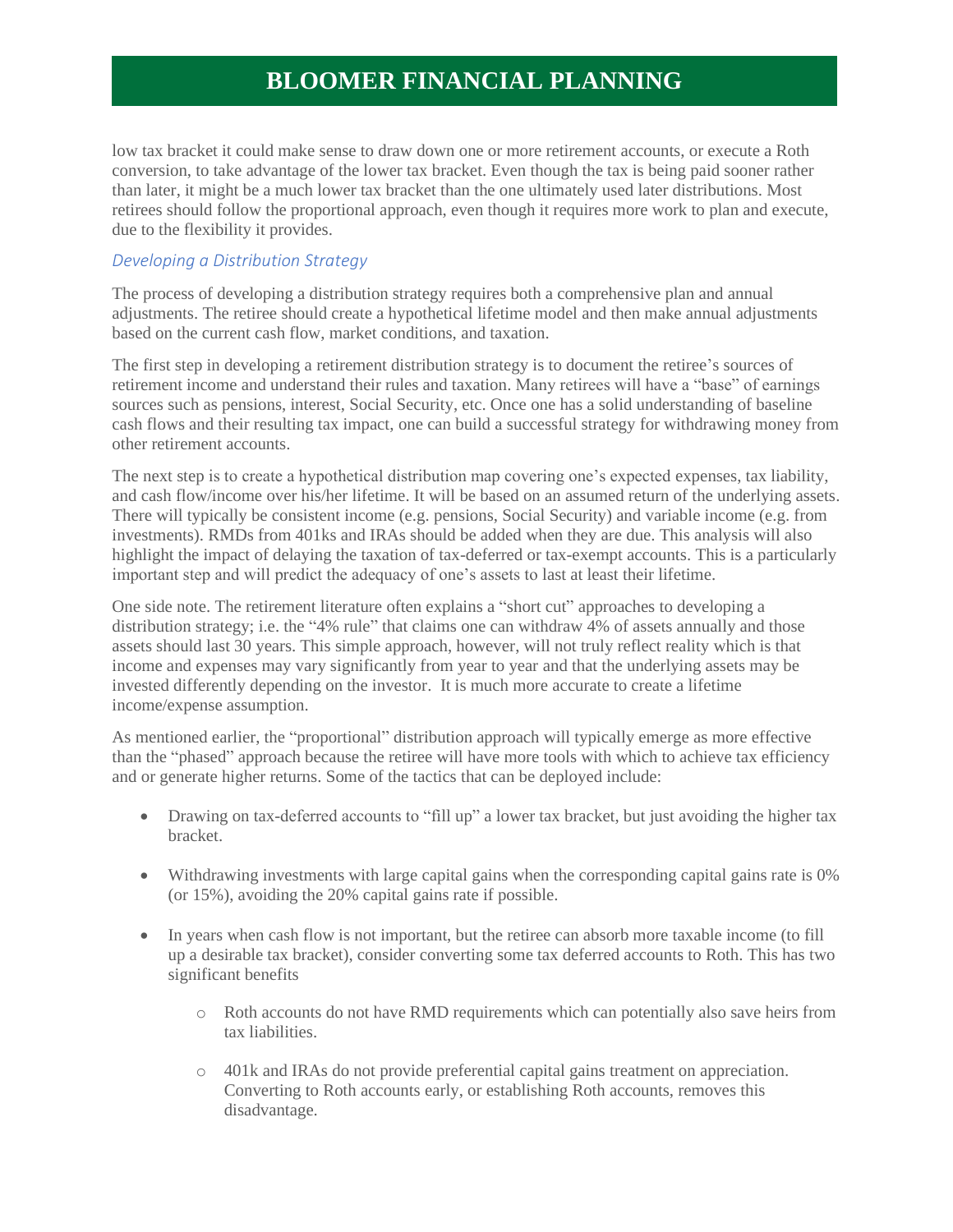low tax bracket it could make sense to draw down one or more retirement accounts, or execute a Roth conversion, to take advantage of the lower tax bracket. Even though the tax is being paid sooner rather than later, it might be a much lower tax bracket than the one ultimately used later distributions. Most retirees should follow the proportional approach, even though it requires more work to plan and execute, due to the flexibility it provides.

### *Developing a Distribution Strategy*

The process of developing a distribution strategy requires both a comprehensive plan and annual adjustments. The retiree should create a hypothetical lifetime model and then make annual adjustments based on the current cash flow, market conditions, and taxation.

The first step in developing a retirement distribution strategy is to document the retiree's sources of retirement income and understand their rules and taxation. Many retirees will have a "base" of earnings sources such as pensions, interest, Social Security, etc. Once one has a solid understanding of baseline cash flows and their resulting tax impact, one can build a successful strategy for withdrawing money from other retirement accounts.

The next step is to create a hypothetical distribution map covering one's expected expenses, tax liability, and cash flow/income over his/her lifetime. It will be based on an assumed return of the underlying assets. There will typically be consistent income (e.g. pensions, Social Security) and variable income (e.g. from investments). RMDs from 401ks and IRAs should be added when they are due. This analysis will also highlight the impact of delaying the taxation of tax-deferred or tax-exempt accounts. This is a particularly important step and will predict the adequacy of one's assets to last at least their lifetime.

One side note. The retirement literature often explains a "short cut" approaches to developing a distribution strategy; i.e. the "4% rule" that claims one can withdraw 4% of assets annually and those assets should last 30 years. This simple approach, however, will not truly reflect reality which is that income and expenses may vary significantly from year to year and that the underlying assets may be invested differently depending on the investor. It is much more accurate to create a lifetime income/expense assumption.

As mentioned earlier, the "proportional" distribution approach will typically emerge as more effective than the "phased" approach because the retiree will have more tools with which to achieve tax efficiency and or generate higher returns. Some of the tactics that can be deployed include:

- Drawing on tax-deferred accounts to "fill up" a lower tax bracket, but just avoiding the higher tax bracket.
- Withdrawing investments with large capital gains when the corresponding capital gains rate is 0% (or 15%), avoiding the 20% capital gains rate if possible.
- In years when cash flow is not important, but the retiree can absorb more taxable income (to fill up a desirable tax bracket), consider converting some tax deferred accounts to Roth. This has two significant benefits
  - Roth accounts do not have RMD requirements which can potentially also save heirs from tax liabilities.
  - 401k and IRAs do not provide preferential capital gains treatment on appreciation. Converting to Roth accounts early, or establishing Roth accounts, removes this disadvantage.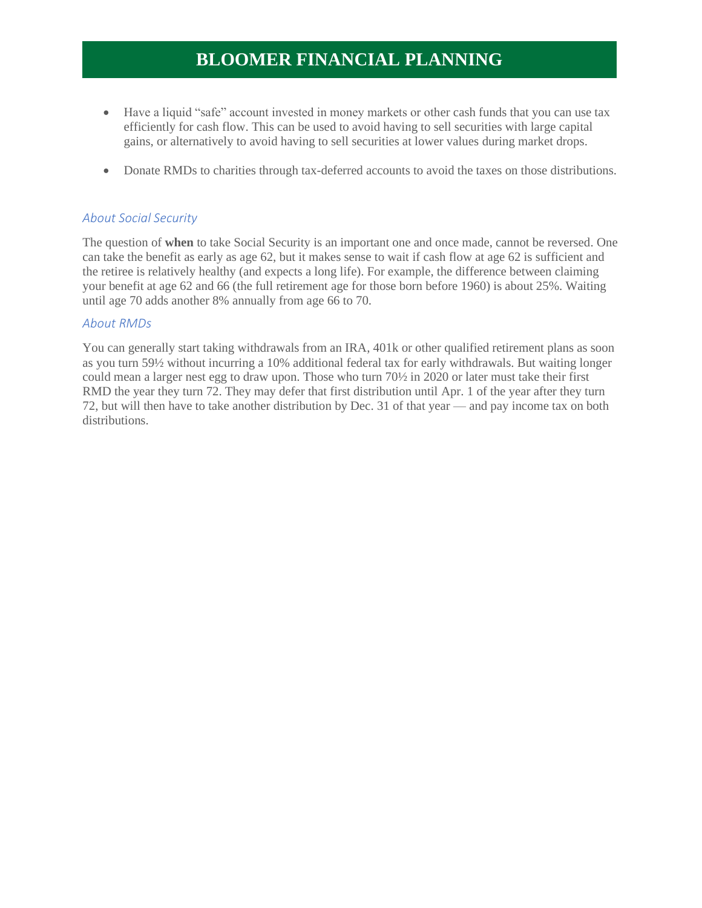- Have a liquid “safe” account invested in money markets or other cash funds that you can use tax efficiently for cash flow. This can be used to avoid having to sell securities with large capital gains, or alternatively to avoid having to sell securities at lower values during market drops.

- Donate RMDs to charities through tax-deferred accounts to avoid the taxes on those distributions.

### *About Social Security*

The question of **when** to take Social Security is an important one and once made, cannot be reversed. One can take the benefit as early as age 62, but it makes sense to wait if cash flow at age 62 is sufficient and the retiree is relatively healthy (and expects a long life). For example, the difference between claiming your benefit at age 62 and 66 (the full retirement age for those born before 1960) is about 25%. Waiting until age 70 adds another 8% annually from age 66 to 70.

### *About RMDs*

You can generally start taking withdrawals from an IRA, 401k or other qualified retirement plans as soon as you turn 59½ without incurring a 10% additional federal tax for early withdrawals. But waiting longer could mean a larger nest egg to draw upon. Those who turn 70½ in 2020 or later must take their first RMD the year they turn 72. They may defer that first distribution until Apr. 1 of the year after they turn 72, but will then have to take another distribution by Dec. 31 of that year — and pay income tax on both distributions.